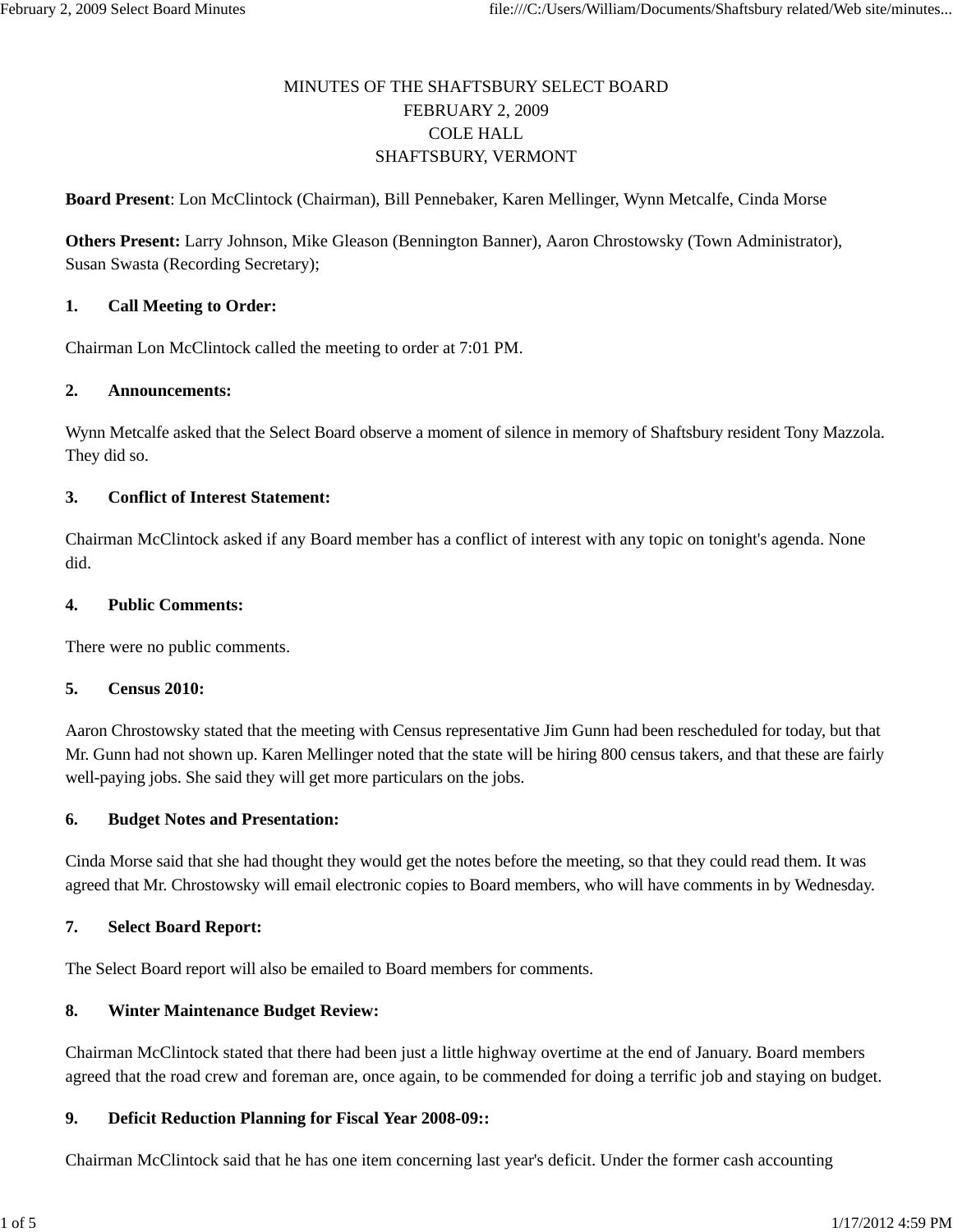# MINUTES OF THE SHAFTSBURY SELECT BOARD
FEBRUARY 2, 2009
COLE HALL
SHAFTSBURY, VERMONT

**Board Present**: Lon McClintock (Chairman), Bill Pennebaker, Karen Mellinger, Wynn Metcalfe, Cinda Morse

**Others Present:** Larry Johnson, Mike Gleason (Bennington Banner), Aaron Chrostowsky (Town Administrator), Susan Swasta (Recording Secretary);

**1. Call Meeting to Order:**

Chairman Lon McClintock called the meeting to order at 7:01 PM.

**2. Announcements:**

Wynn Metcalfe asked that the Select Board observe a moment of silence in memory of Shaftsbury resident Tony Mazzola. They did so.

**3. Conflict of Interest Statement:**

Chairman McClintock asked if any Board member has a conflict of interest with any topic on tonight's agenda. None did.

**4. Public Comments:**

There were no public comments.

**5. Census 2010:**

Aaron Chrostowsky stated that the meeting with Census representative Jim Gunn had been rescheduled for today, but that Mr. Gunn had not shown up. Karen Mellinger noted that the state will be hiring 800 census takers, and that these are fairly well-paying jobs. She said they will get more particulars on the jobs.

**6. Budget Notes and Presentation:**

Cinda Morse said that she had thought they would get the notes before the meeting, so that they could read them. It was agreed that Mr. Chrostowsky will email electronic copies to Board members, who will have comments in by Wednesday.

**7. Select Board Report:**

The Select Board report will also be emailed to Board members for comments.

**8. Winter Maintenance Budget Review:**

Chairman McClintock stated that there had been just a little highway overtime at the end of January. Board members agreed that the road crew and foreman are, once again, to be commended for doing a terrific job and staying on budget.

**9. Deficit Reduction Planning for Fiscal Year 2008-09::**

Chairman McClintock said that he has one item concerning last year's deficit. Under the former cash accounting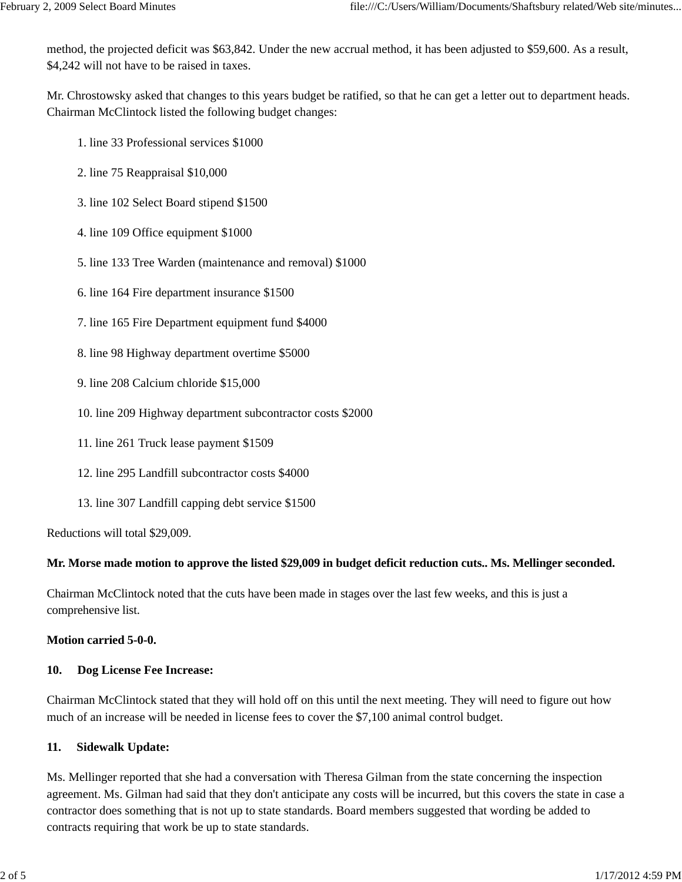method, the projected deficit was $63,842. Under the new accrual method, it has been adjusted to $59,600. As a result, $4,242 will not have to be raised in taxes.

Mr. Chrostowsky asked that changes to this years budget be ratified, so that he can get a letter out to department heads. Chairman McClintock listed the following budget changes:

1. line 33 Professional services $1000
2. line 75 Reappraisal $10,000
3. line 102 Select Board stipend $1500
4. line 109 Office equipment $1000
5. line 133 Tree Warden (maintenance and removal) $1000
6. line 164 Fire department insurance $1500
7. line 165 Fire Department equipment fund $4000
8. line 98 Highway department overtime $5000
9. line 208 Calcium chloride $15,000
10. line 209 Highway department subcontractor costs $2000
11. line 261 Truck lease payment $1509
12. line 295 Landfill subcontractor costs $4000
13. line 307 Landfill capping debt service $1500

Reductions will total $29,009.

**Mr. Morse made motion to approve the listed $29,009 in budget deficit reduction cuts.. Ms. Mellinger seconded.**

Chairman McClintock noted that the cuts have been made in stages over the last few weeks, and this is just a comprehensive list.

**Motion carried 5-0-0.**

**10. Dog License Fee Increase:**

Chairman McClintock stated that they will hold off on this until the next meeting. They will need to figure out how much of an increase will be needed in license fees to cover the $7,100 animal control budget.

**11. Sidewalk Update:**

Ms. Mellinger reported that she had a conversation with Theresa Gilman from the state concerning the inspection agreement. Ms. Gilman had said that they don't anticipate any costs will be incurred, but this covers the state in case a contractor does something that is not up to state standards. Board members suggested that wording be added to contracts requiring that work be up to state standards.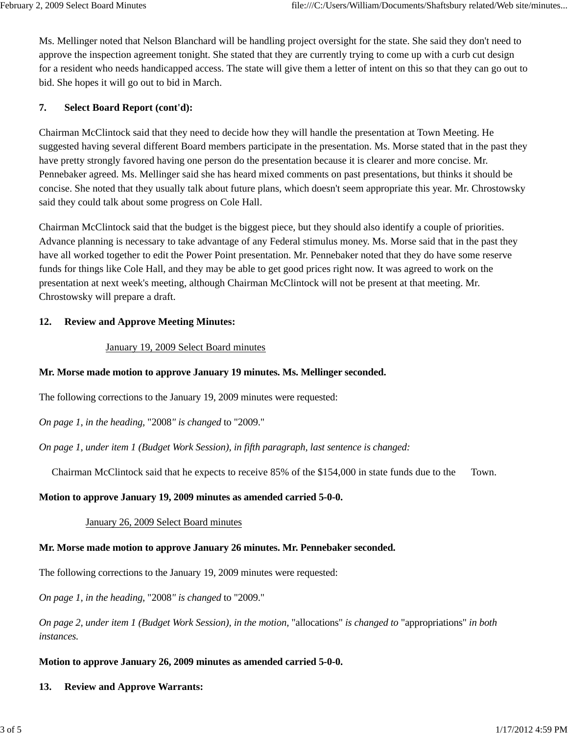Ms. Mellinger noted that Nelson Blanchard will be handling project oversight for the state. She said they don't need to approve the inspection agreement tonight. She stated that they are currently trying to come up with a curb cut design for a resident who needs handicapped access. The state will give them a letter of intent on this so that they can go out to bid. She hopes it will go out to bid in March.

**7. Select Board Report (cont'd):**

Chairman McClintock said that they need to decide how they will handle the presentation at Town Meeting. He suggested having several different Board members participate in the presentation. Ms. Morse stated that in the past they have pretty strongly favored having one person do the presentation because it is clearer and more concise. Mr. Pennebaker agreed. Ms. Mellinger said she has heard mixed comments on past presentations, but thinks it should be concise. She noted that they usually talk about future plans, which doesn't seem appropriate this year. Mr. Chrostowsky said they could talk about some progress on Cole Hall.

Chairman McClintock said that the budget is the biggest piece, but they should also identify a couple of priorities. Advance planning is necessary to take advantage of any Federal stimulus money. Ms. Morse said that in the past they have all worked together to edit the Power Point presentation. Mr. Pennebaker noted that they do have some reserve funds for things like Cole Hall, and they may be able to get good prices right now. It was agreed to work on the presentation at next week's meeting, although Chairman McClintock will not be present at that meeting. Mr. Chrostowsky will prepare a draft.

**12. Review and Approve Meeting Minutes:**

January 19, 2009 Select Board minutes

**Mr. Morse made motion to approve January 19 minutes. Ms. Mellinger seconded.**

The following corrections to the January 19, 2009 minutes were requested:

*On page 1, in the heading,* "2008" *is changed* to "2009."

*On page 1, under item 1 (Budget Work Session), in fifth paragraph, last sentence is changed:*

Chairman McClintock said that he expects to receive 85% of the $154,000 in state funds due to the Town.

**Motion to approve January 19, 2009 minutes as amended carried 5-0-0.**

January 26, 2009 Select Board minutes

**Mr. Morse made motion to approve January 26 minutes. Mr. Pennebaker seconded.**

The following corrections to the January 19, 2009 minutes were requested:

*On page 1, in the heading,* "2008" *is changed* to "2009."

*On page 2, under item 1 (Budget Work Session), in the motion,* "allocations" *is changed to* "appropriations" *in both instances.*

**Motion to approve January 26, 2009 minutes as amended carried 5-0-0.**

**13. Review and Approve Warrants:**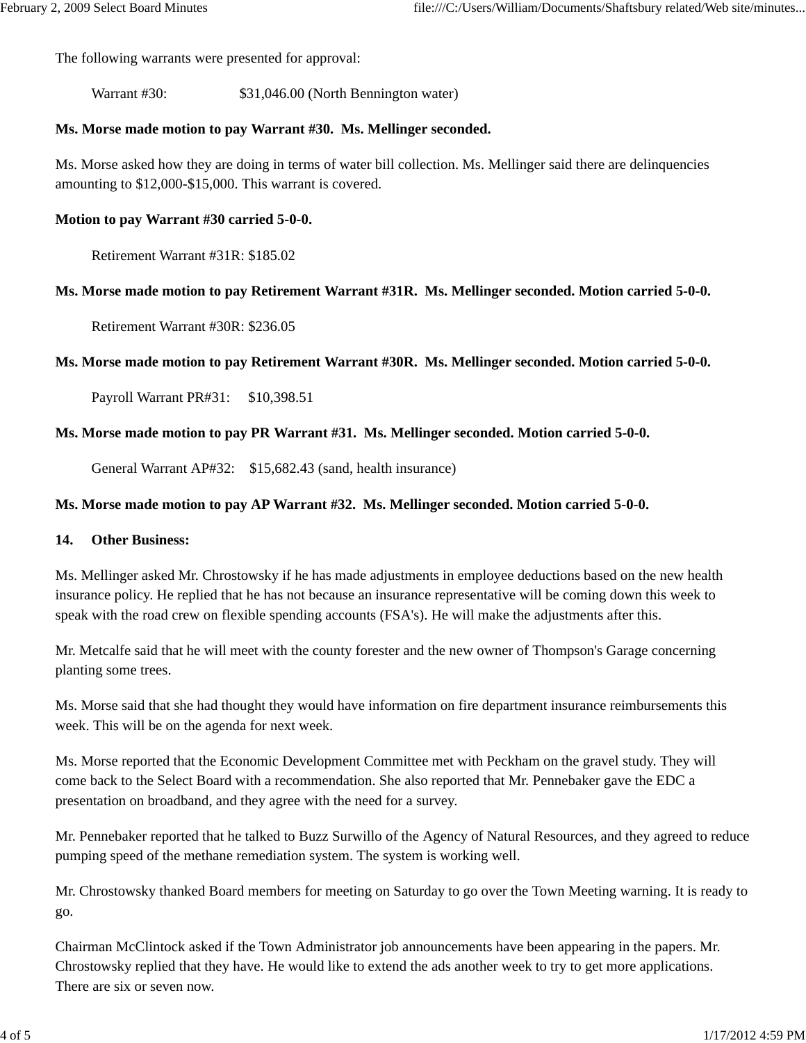The following warrants were presented for approval:

Warrant #30: $31,046.00 (North Bennington water)

**Ms. Morse made motion to pay Warrant #30. Ms. Mellinger seconded.**

Ms. Morse asked how they are doing in terms of water bill collection. Ms. Mellinger said there are delinquencies amounting to $12,000-$15,000. This warrant is covered.

**Motion to pay Warrant #30 carried 5-0-0.**

Retirement Warrant #31R: $185.02

**Ms. Morse made motion to pay Retirement Warrant #31R. Ms. Mellinger seconded. Motion carried 5-0-0.**

Retirement Warrant #30R: $236.05

**Ms. Morse made motion to pay Retirement Warrant #30R. Ms. Mellinger seconded. Motion carried 5-0-0.**

Payroll Warrant PR#31: $10,398.51

**Ms. Morse made motion to pay PR Warrant #31. Ms. Mellinger seconded. Motion carried 5-0-0.**

General Warrant AP#32: $15,682.43 (sand, health insurance)

**Ms. Morse made motion to pay AP Warrant #32. Ms. Mellinger seconded. Motion carried 5-0-0.**

**14. Other Business:**

Ms. Mellinger asked Mr. Chrostowsky if he has made adjustments in employee deductions based on the new health insurance policy. He replied that he has not because an insurance representative will be coming down this week to speak with the road crew on flexible spending accounts (FSA's). He will make the adjustments after this.

Mr. Metcalfe said that he will meet with the county forester and the new owner of Thompson's Garage concerning planting some trees.

Ms. Morse said that she had thought they would have information on fire department insurance reimbursements this week. This will be on the agenda for next week.

Ms. Morse reported that the Economic Development Committee met with Peckham on the gravel study. They will come back to the Select Board with a recommendation. She also reported that Mr. Pennebaker gave the EDC a presentation on broadband, and they agree with the need for a survey.

Mr. Pennebaker reported that he talked to Buzz Surwillo of the Agency of Natural Resources, and they agreed to reduce pumping speed of the methane remediation system. The system is working well.

Mr. Chrostowsky thanked Board members for meeting on Saturday to go over the Town Meeting warning. It is ready to go.

Chairman McClintock asked if the Town Administrator job announcements have been appearing in the papers. Mr. Chrostowsky replied that they have. He would like to extend the ads another week to try to get more applications. There are six or seven now.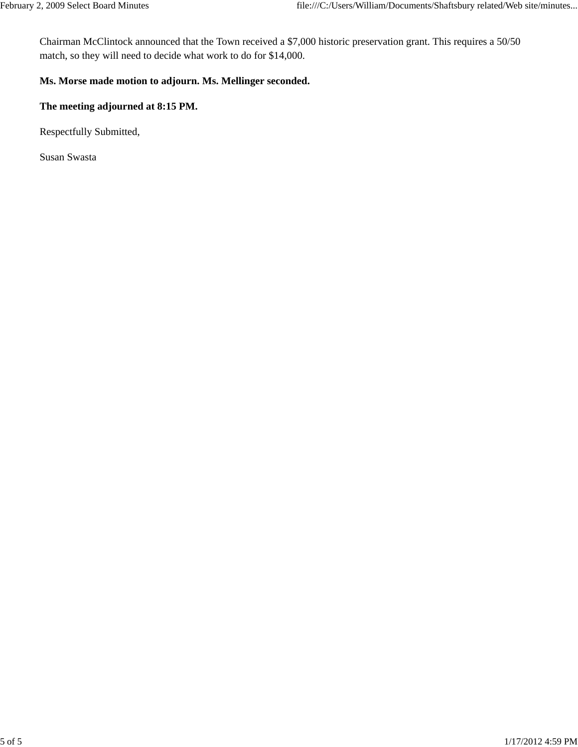Chairman McClintock announced that the Town received a $7,000 historic preservation grant. This requires a 50/50 match, so they will need to decide what work to do for $14,000.

**Ms. Morse made motion to adjourn. Ms. Mellinger seconded.**

**The meeting adjourned at 8:15 PM.**

Respectfully Submitted,

Susan Swasta